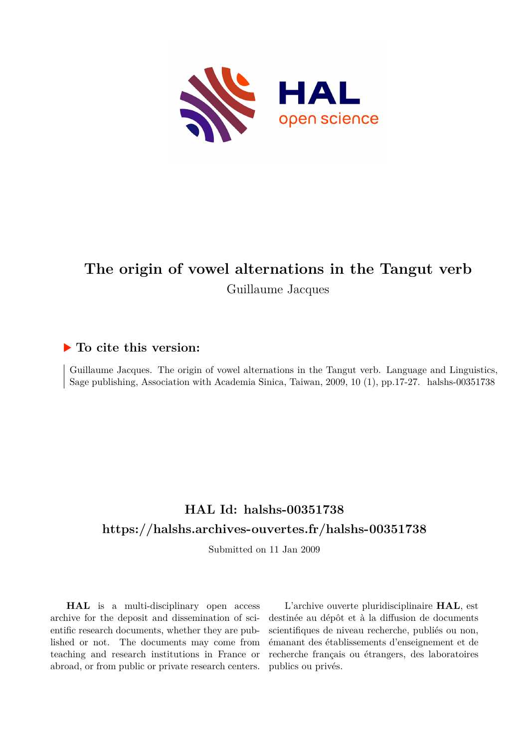# The origin of vowel alternations in the Tangut verb

Guillaume Jacques

## ▶ To cite this version:

Guillaume Jacques. The origin of vowel alternations in the Tangut verb. Language and Linguistics, Sage publishing, Association with Academia Sinica, Taiwan, 2009, 10 (1), pp.17-27. halshs-00351738

## HAL Id: halshs-00351738

## https://halshs.archives-ouvertes.fr/halshs-00351738

Submitted on 11 Jan 2009

**HAL** is a multi-disciplinary open access archive for the deposit and dissemination of scientific research documents, whether they are published or not. The documents may come from teaching and research institutions in France or abroad, or from public or private research centers.

L'archive ouverte pluridisciplinaire **HAL**, est destinée au dépôt et à la diffusion de documents scientifiques de niveau recherche, publiés ou non, émanant des établissements d'enseignement et de recherche français ou étrangers, des laboratoires publics ou privés.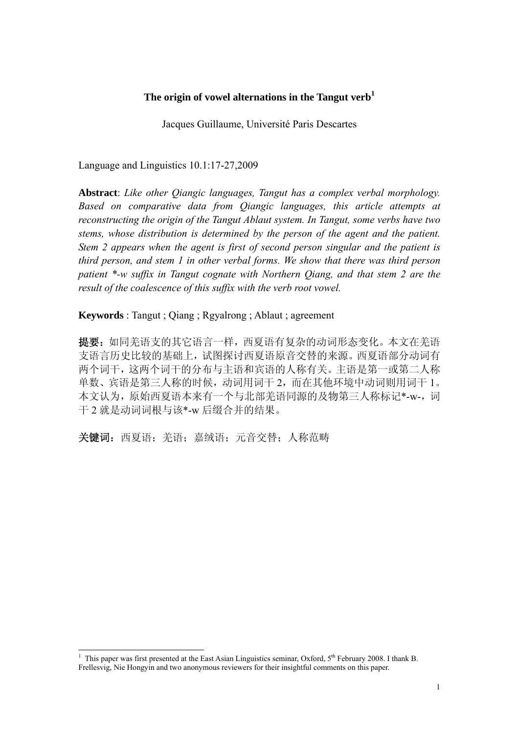**The origin of vowel alternations in the Tangut verb**[1]

Jacques Guillaume, Université Paris Descartes

Language and Linguistics 10.1:17-27,2009

**Abstract**: *Like other Qiangic languages, Tangut has a complex verbal morphology. Based on comparative data from Qiangic languages, this article attempts at reconstructing the origin of the Tangut Ablaut system. In Tangut, some verbs have two stems, whose distribution is determined by the person of the agent and the patient. Stem 2 appears when the agent is first of second person singular and the patient is third person, and stem 1 in other verbal forms. We show that there was third person patient *-w suffix in Tangut cognate with Northern Qiang, and that stem 2 are the result of the coalescence of this suffix with the verb root vowel.*

**Keywords** : Tangut ; Qiang ; Rgyalrong ; Ablaut ; agreement

**提要**：如同羌语支的其它语言一样，西夏语有复杂的动词形态变化。本文在羌语支语言历史比较的基础上，试图探讨西夏语原音交替的来源。西夏语部分动词有两个词干，这两个词干的分布与主语和宾语的人称有关。主语是第一或第二人称单数、宾语是第三人称的时候，动词用词干 2，而在其他环境中动词则用词干 1。本文认为，原始西夏语本来有一个与北部羌语同源的及物第三人称标记*-w-，词干 2 就是动词词根与该*-w 后缀合并的结果。

**关键词**：西夏语；羌语；嘉绒语；元音交替；人称范畴

[1] This paper was first presented at the East Asian Linguistics seminar, Oxford, 5th February 2008. I thank B. Frellesvig, Nie Hongyin and two anonymous reviewers for their insightful comments on this paper.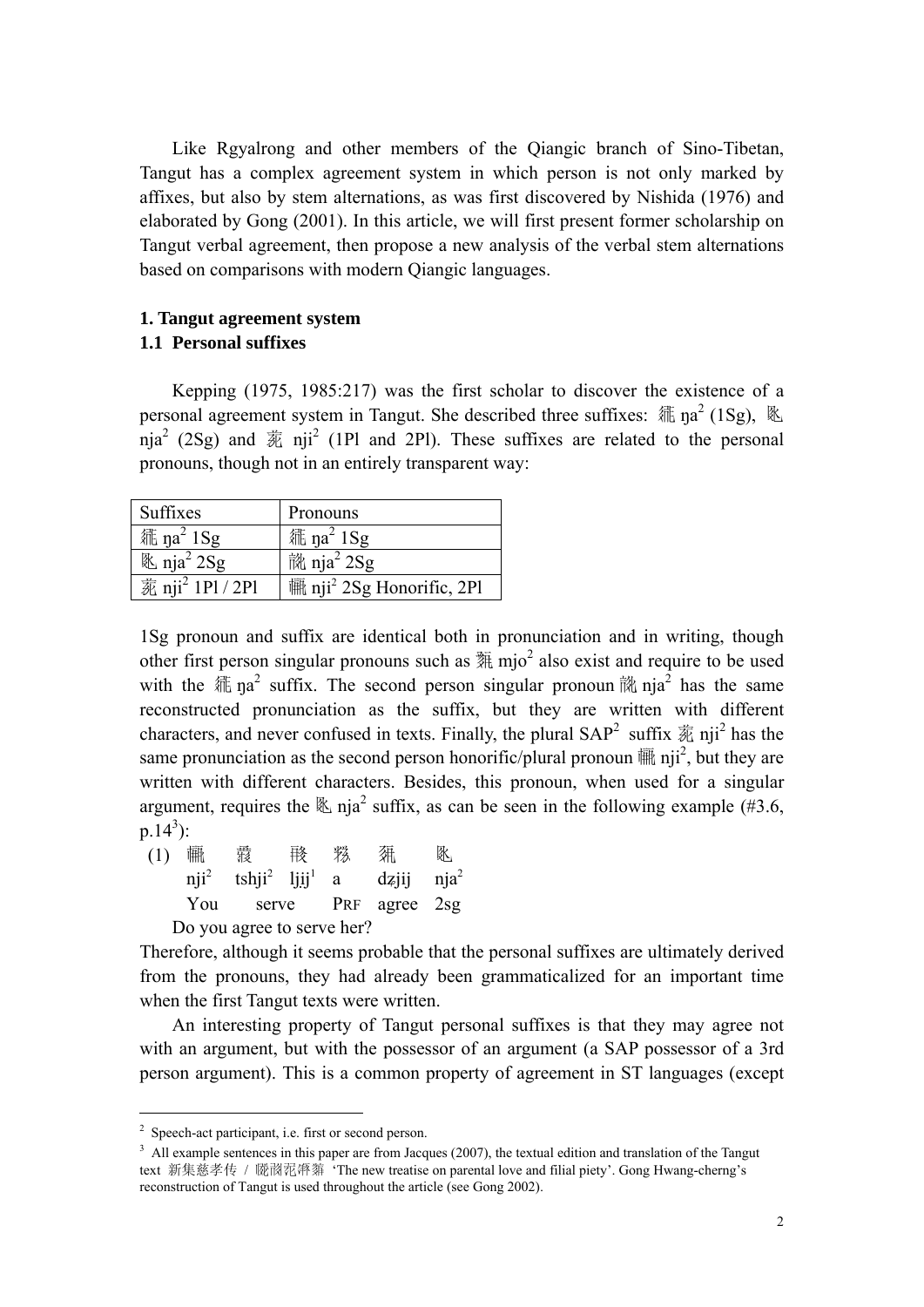Like Rgyalrong and other members of the Qiangic branch of Sino-Tibetan, Tangut has a complex agreement system in which person is not only marked by affixes, but also by stem alternations, as was first discovered by Nishida (1976) and elaborated by Gong (2001). In this article, we will first present former scholarship on Tangut verbal agreement, then propose a new analysis of the verbal stem alternations based on comparisons with modern Qiangic languages.

### 1. Tangut agreement system

### 1.1 Personal suffixes

Kepping (1975, 1985:217) was the first scholar to discover the existence of a personal agreement system in Tangut. She described three suffixes: 𗧓 ŋa² (1Sg), 𗍫 nja² (2Sg) and 𗗙 nji² (1Pl and 2Pl). These suffixes are related to the personal pronouns, though not in an entirely transparent way:

| Suffixes | Pronouns |
|---|---|
| 𗧓 ŋa² 1Sg | 𗧓 ŋa² 1Sg |
| 𗍫 nja² 2Sg | 𗏁 nja² 2Sg |
| 𗗙 nji² 1Pl / 2Pl | 𗍷 nji² 2Sg Honorific, 2Pl |

1Sg pronoun and suffix are identical both in pronunciation and in writing, though other first person singular pronouns such as 𘘦 mjo² also exist and require to be used with the 𗧓 ŋa² suffix. The second person singular pronoun 𗏁 nja² has the same reconstructed pronunciation as the suffix, but they are written with different characters, and never confused in texts. Finally, the plural SAP[2] suffix 𗗙 nji² has the same pronunciation as the second person honorific/plural pronoun 𗍷 nji², but they are written with different characters. Besides, this pronoun, when used for a singular argument, requires the 𗍫 nja² suffix, as can be seen in the following example (#3.6, p.14[3]):

(1) 𗍷 𗠁 𗏵 𘜶 𗫂 𗍫
nji² tshji² ljịj¹ a dzjij nja²
You serve PRF agree 2sg
Do you agree to serve her?

Therefore, although it seems probable that the personal suffixes are ultimately derived from the pronouns, they had already been grammaticalized for an important time when the first Tangut texts were written.

An interesting property of Tangut personal suffixes is that they may agree not with an argument, but with the possessor of an argument (a SAP possessor of a 3rd person argument). This is a common property of agreement in ST languages (except

---

[2] Speech-act participant, i.e. first or second person.

[3] All example sentences in this paper are from Jacques (2007), the textual edition and translation of the Tangut text 新集慈孝传 / 𗹙𗑗𗗚𗎫𗤶 'The new treatise on parental love and filial piety'. Gong Hwang-cherng's reconstruction of Tangut is used throughout the article (see Gong 2002).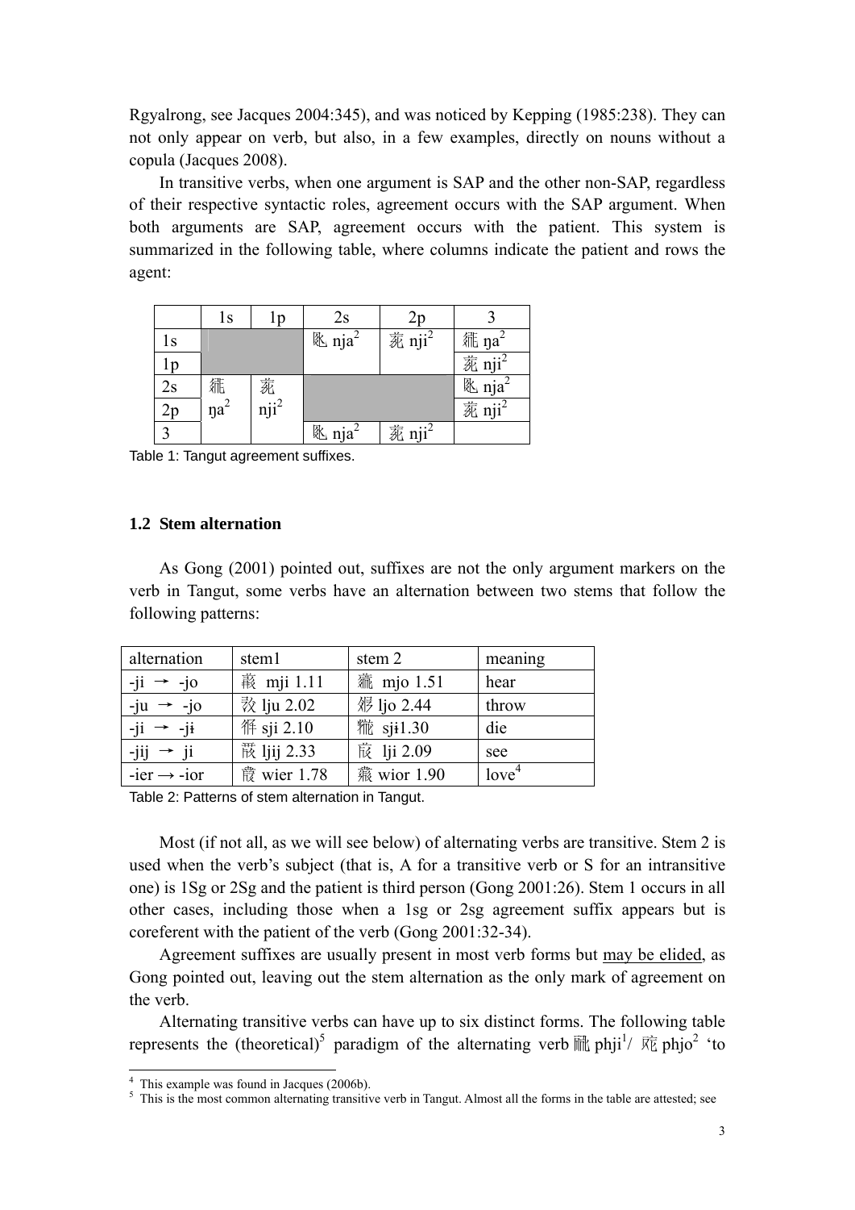Rgyalrong, see Jacques 2004:345), and was noticed by Kepping (1985:238). They can not only appear on verb, but also, in a few examples, directly on nouns without a copula (Jacques 2008).

In transitive verbs, when one argument is SAP and the other non-SAP, regardless of their respective syntactic roles, agreement occurs with the SAP argument. When both arguments are SAP, agreement occurs with the patient. This system is summarized in the following table, where columns indicate the patient and rows the agent:

| | 1s | 1p | 2s | 2p | 3 |
|---|---|---|---|---|---|
| 1s | | | nja² | nji² | ŋa² |
| 1p | | | | | nji² |
| 2s | ŋa² | nji² | | | nja² |
| 2p | ŋa² | nji² | | | nji² |
| 3 | | | nja² | nji² | |

Table 1: Tangut agreement suffixes.

## 1.2 Stem alternation

As Gong (2001) pointed out, suffixes are not the only argument markers on the verb in Tangut, some verbs have an alternation between two stems that follow the following patterns:

| alternation | stem1 | stem 2 | meaning |
|---|---|---|---|
| -ji → -jo | mji 1.11 | mjo 1.51 | hear |
| -ju → -jo | lju 2.02 | ljo 2.44 | throw |
| -ji → -jɨ | sji 2.10 | sjɨ1.30 | die |
| -jij → ji | ljij 2.33 | lji 2.09 | see |
| -ier → -ior | wier 1.78 | wior 1.90 | love[4] |

Table 2: Patterns of stem alternation in Tangut.

Most (if not all, as we will see below) of alternating verbs are transitive. Stem 2 is used when the verb's subject (that is, A for a transitive verb or S for an intransitive one) is 1Sg or 2Sg and the patient is third person (Gong 2001:26). Stem 1 occurs in all other cases, including those when a 1sg or 2sg agreement suffix appears but is coreferent with the patient of the verb (Gong 2001:32-34).

Agreement suffixes are usually present in most verb forms but may be elided, as Gong pointed out, leaving out the stem alternation as the only mark of agreement on the verb.

Alternating transitive verbs can have up to six distinct forms. The following table represents the (theoretical)[5] paradigm of the alternating verb phji¹/ phjo² 'to

[4] This example was found in Jacques (2006b).

[5] This is the most common alternating transitive verb in Tangut. Almost all the forms in the table are attested; see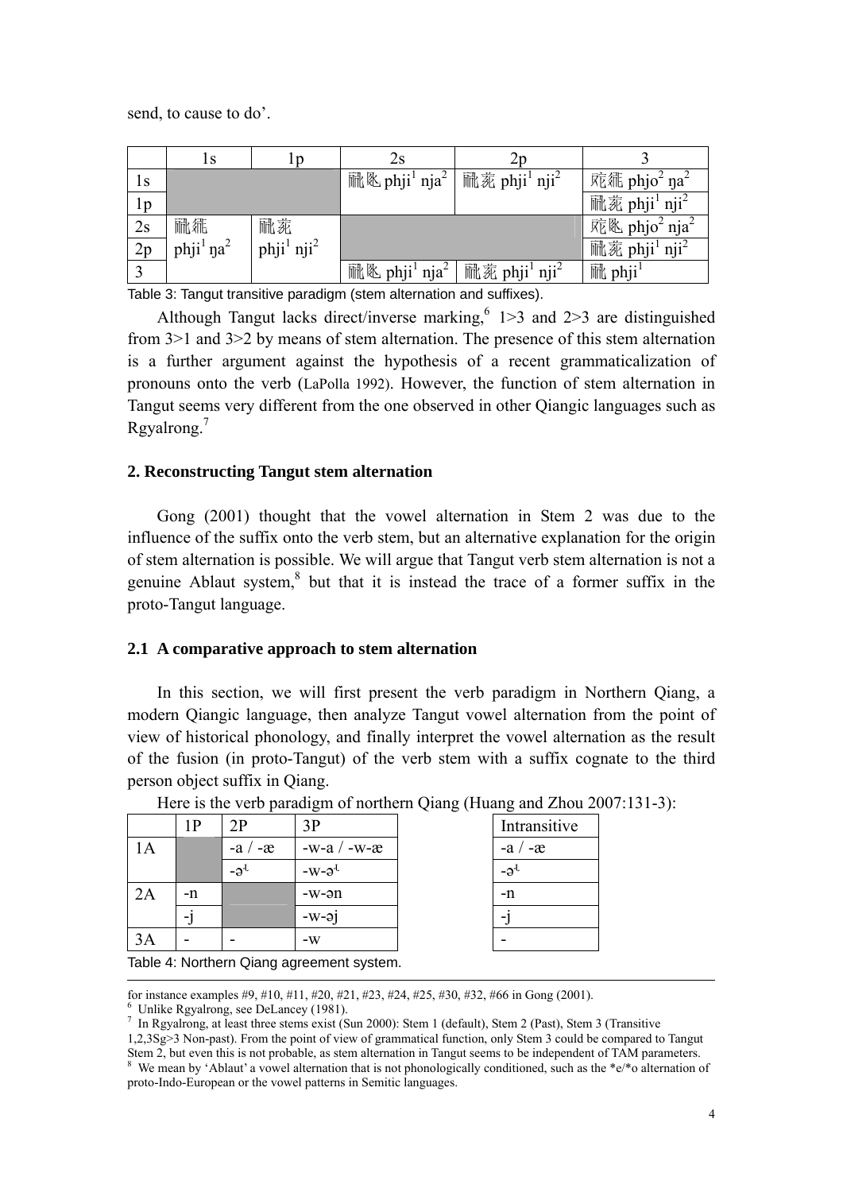send, to cause to do'.

|  | 1s | 1p | 2s | 2p | 3 |
|---|---|---|---|---|---|
| 1s |  |  | 𗧓𗧘 phji[1] nja[2] | 𗧓𗧘 phji[1] nji[2] | 𗧓𗧘 phjo[2] ŋa[2] |
| 1p |  |  |  |  | 𗧓𗧘 phji[1] nji[2] |
| 2s | 𗧓𗧘 phji[1] ŋa[2] | 𗧓𗧘 phji[1] nji[2] |  |  | 𗧓𗧘 phjo[2] nja[2] |
| 2p |  |  |  |  | 𗧓𗧘 phji[1] nji[2] |
| 3 |  |  | 𗧓𗧘 phji[1] nja[2] | 𗧓𗧘 phji[1] nji[2] | 𗧓 phji[1] |

Table 3: Tangut transitive paradigm (stem alternation and suffixes).

Although Tangut lacks direct/inverse marking,[6] 1>3 and 2>3 are distinguished from 3>1 and 3>2 by means of stem alternation. The presence of this stem alternation is a further argument against the hypothesis of a recent grammaticalization of pronouns onto the verb (LaPolla 1992). However, the function of stem alternation in Tangut seems very different from the one observed in other Qiangic languages such as Rgyalrong.[7]

## 2. Reconstructing Tangut stem alternation

Gong (2001) thought that the vowel alternation in Stem 2 was due to the influence of the suffix onto the verb stem, but an alternative explanation for the origin of stem alternation is possible. We will argue that Tangut verb stem alternation is not a genuine Ablaut system,[8] but that it is instead the trace of a former suffix in the proto-Tangut language.

### 2.1 A comparative approach to stem alternation

In this section, we will first present the verb paradigm in Northern Qiang, a modern Qiangic language, then analyze Tangut vowel alternation from the point of view of historical phonology, and finally interpret the vowel alternation as the result of the fusion (in proto-Tangut) of the verb stem with a suffix cognate to the third person object suffix in Qiang.

Here is the verb paradigm of northern Qiang (Huang and Zhou 2007:131-3):

|  | 1P | 2P | 3P | Intransitive |
|---|---|---|---|---|
| 1A |  | -a / -æ | -w-a / -w-æ | -a / -æ |
|  |  | -ə˞ | -w-ə˞ | -ə˞ |
| 2A | -n |  | -w-ən | -n |
|  | -j |  | -w-əj | -j |
| 3A | - | - | -w | - |

Table 4: Northern Qiang agreement system.

---

for instance examples #9, #10, #11, #20, #21, #23, #24, #25, #30, #32, #66 in Gong (2001).

[6] Unlike Rgyalrong, see DeLancey (1981).

[7] In Rgyalrong, at least three stems exist (Sun 2000): Stem 1 (default), Stem 2 (Past), Stem 3 (Transitive 1,2,3Sg>3 Non-past). From the point of view of grammatical function, only Stem 3 could be compared to Tangut Stem 2, but even this is not probable, as stem alternation in Tangut seems to be independent of TAM parameters.

[8] We mean by 'Ablaut' a vowel alternation that is not phonologically conditioned, such as the *e/*o alternation of proto-Indo-European or the vowel patterns in Semitic languages.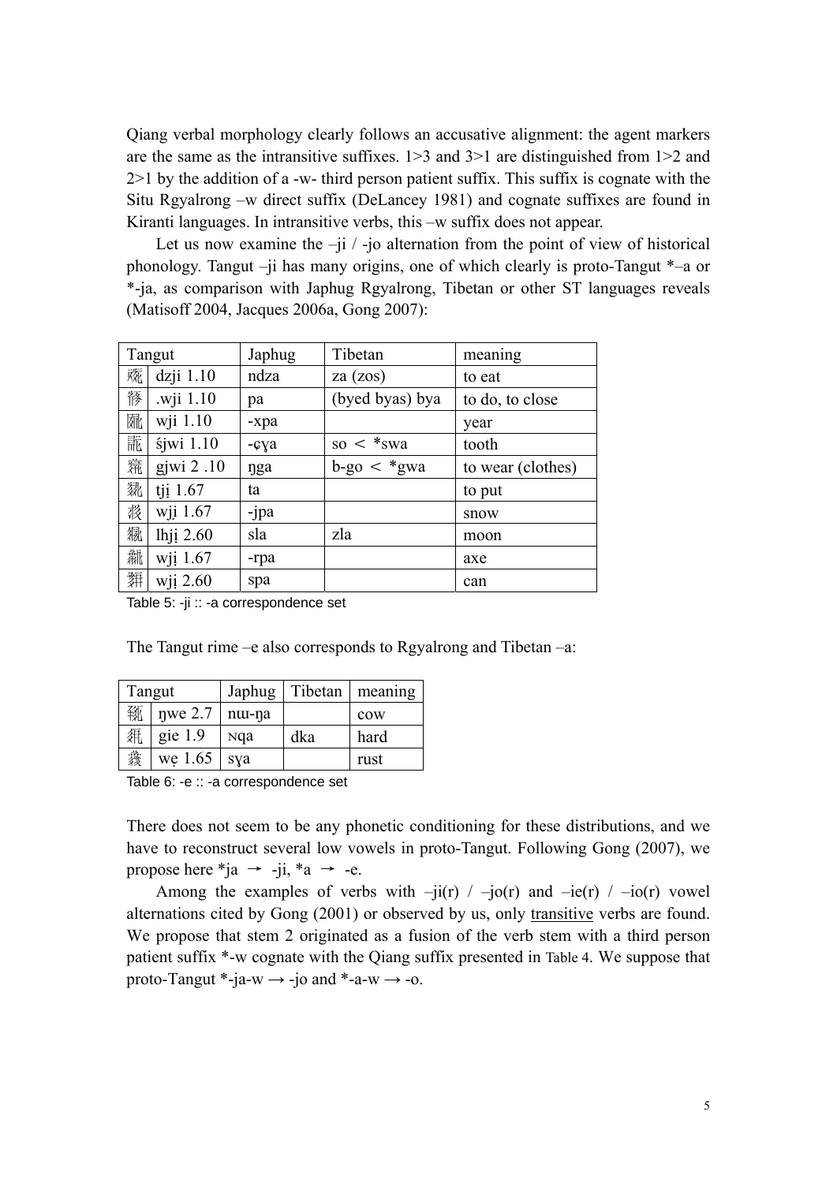Qiang verbal morphology clearly follows an accusative alignment: the agent markers are the same as the intransitive suffixes. 1>3 and 3>1 are distinguished from 1>2 and 2>1 by the addition of a -w- third person patient suffix. This suffix is cognate with the Situ Rgyalrong –w direct suffix (DeLancey 1981) and cognate suffixes are found in Kiranti languages. In intransitive verbs, this –w suffix does not appear.

Let us now examine the –ji / -jo alternation from the point of view of historical phonology. Tangut –ji has many origins, one of which clearly is proto-Tangut *–a or *-ja, as comparison with Japhug Rgyalrong, Tibetan or other ST languages reveals (Matisoff 2004, Jacques 2006a, Gong 2007):

| Tangut | | Japhug | Tibetan | meaning |
|---|---|---|---|---|
| 𘞙 | dzji 1.10 | ndza | za (zos) | to eat |
| 𗒘 | .wji 1.10 | pa | (byed byas) bya | to do, to close |
| 𗏵 | wji 1.10 | -xpa | | year |
| 𗺤 | śjwi 1.10 | -ɕɣa | so < *swa | tooth |
| 𗩾 | gjwi 2 .10 | ŋga | b-go < *gwa | to wear (clothes) |
| 𘃡 | tji̱ 1.67 | ta | | to put |
| 𗪘 | wji̱ 1.67 | -jpa | | snow |
| 𗼕 | lhji̱ 2.60 | sla | zla | moon |
| 𗹦 | wji̱ 1.67 | -rpa | | axe |
| 𗗙 | wji̱ 2.60 | spa | | can |

Table 5: -ji :: -a correspondence set

The Tangut rime –e also corresponds to Rgyalrong and Tibetan –a:

| Tangut | | Japhug | Tibetan | meaning |
|---|---|---|---|---|
| 𗯳 | ŋwe 2.7 | nɯ-ŋa | | cow |
| 𗏁 | gie 1.9 | ɴqa | dka | hard |
| 𗐊 | we̱ 1.65 | sɣa | | rust |

Table 6: -e :: -a correspondence set

There does not seem to be any phonetic conditioning for these distributions, and we have to reconstruct several low vowels in proto-Tangut. Following Gong (2007), we propose here *ja → -ji, *a → -e.

Among the examples of verbs with –ji(r) / –jo(r) and –ie(r) / –io(r) vowel alternations cited by Gong (2001) or observed by us, only <u>transitive</u> verbs are found. We propose that stem 2 originated as a fusion of the verb stem with a third person patient suffix *-w cognate with the Qiang suffix presented in Table 4. We suppose that proto-Tangut *-ja-w → -jo and *-a-w → -o.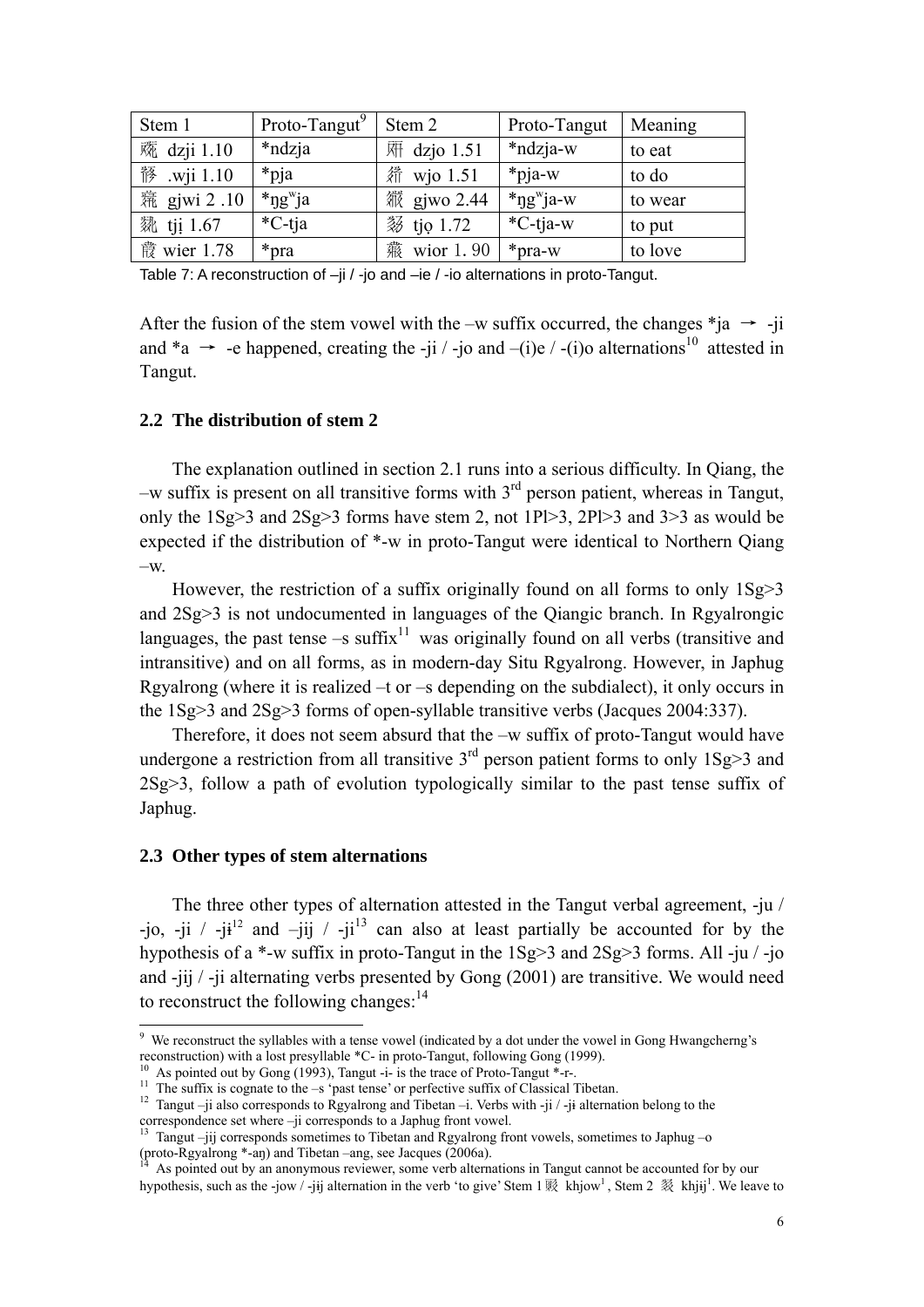| Stem 1 | Proto-Tangut[9] | Stem 2 | Proto-Tangut | Meaning |
|---|---|---|---|---|
| 𗴂 dzji 1.10 | *ndzja | 𗝏 dzjo 1.51 | *ndzja-w | to eat |
| 𗧓 .wji 1.10 | *pja | 𗴿 wjo 1.51 | *pja-w | to do |
| 𗥳 gjwi 2 .10 | *ŋgʷja | 𗦇 gjwo 2.44 | *ŋgʷja-w | to wear |
| 𗩾 tjị 1.67 | *C-tja | 𗧠 tjọ 1.72 | *C-tja-w | to put |
| 𗪇 wier 1.78 | *pra | 𗟻 wior 1. 90 | *pra-w | to love |

Table 7: A reconstruction of –ji / -jo and –ie / -io alternations in proto-Tangut.

After the fusion of the stem vowel with the –w suffix occurred, the changes *ja → -ji and *a → -e happened, creating the -ji / -jo and –(i)e / -(i)o alternations[10] attested in Tangut.

## 2.2 The distribution of stem 2

The explanation outlined in section 2.1 runs into a serious difficulty. In Qiang, the –w suffix is present on all transitive forms with 3rd person patient, whereas in Tangut, only the 1Sg>3 and 2Sg>3 forms have stem 2, not 1Pl>3, 2Pl>3 and 3>3 as would be expected if the distribution of *-w in proto-Tangut were identical to Northern Qiang –w.

However, the restriction of a suffix originally found on all forms to only 1Sg>3 and 2Sg>3 is not undocumented in languages of the Qiangic branch. In Rgyalrongic languages, the past tense –s suffix[11] was originally found on all verbs (transitive and intransitive) and on all forms, as in modern-day Situ Rgyalrong. However, in Japhug Rgyalrong (where it is realized –t or –s depending on the subdialect), it only occurs in the 1Sg>3 and 2Sg>3 forms of open-syllable transitive verbs (Jacques 2004:337).

Therefore, it does not seem absurd that the –w suffix of proto-Tangut would have undergone a restriction from all transitive 3rd person patient forms to only 1Sg>3 and 2Sg>3, follow a path of evolution typologically similar to the past tense suffix of Japhug.

## 2.3 Other types of stem alternations

The three other types of alternation attested in the Tangut verbal agreement, -ju / -jo, -ji / -jɨ[12] and –jij / -ji[13] can also at least partially be accounted for by the hypothesis of a *-w suffix in proto-Tangut in the 1Sg>3 and 2Sg>3 forms. All -ju / -jo and -jij / -ji alternating verbs presented by Gong (2001) are transitive. We would need to reconstruct the following changes:[14]

---

[9] We reconstruct the syllables with a tense vowel (indicated by a dot under the vowel in Gong Hwangcherng's reconstruction) with a lost presyllable *C- in proto-Tangut, following Gong (1999).

[10] As pointed out by Gong (1993), Tangut -i- is the trace of Proto-Tangut *-r-.

[11] The suffix is cognate to the –s 'past tense' or perfective suffix of Classical Tibetan.

[12] Tangut –ji also corresponds to Rgyalrong and Tibetan –i. Verbs with -ji / -jɨ alternation belong to the correspondence set where –ji corresponds to a Japhug front vowel.

[13] Tangut –jij corresponds sometimes to Tibetan and Rgyalrong front vowels, sometimes to Japhug –o (proto-Rgyalrong *-aŋ) and Tibetan –ang, see Jacques (2006a).

[14] As pointed out by an anonymous reviewer, some verb alternations in Tangut cannot be accounted for by our hypothesis, such as the -jow / -jij alternation in the verb 'to give' Stem 1 𗗙 khjow[1], Stem 2 𗗚 khjij[1]. We leave to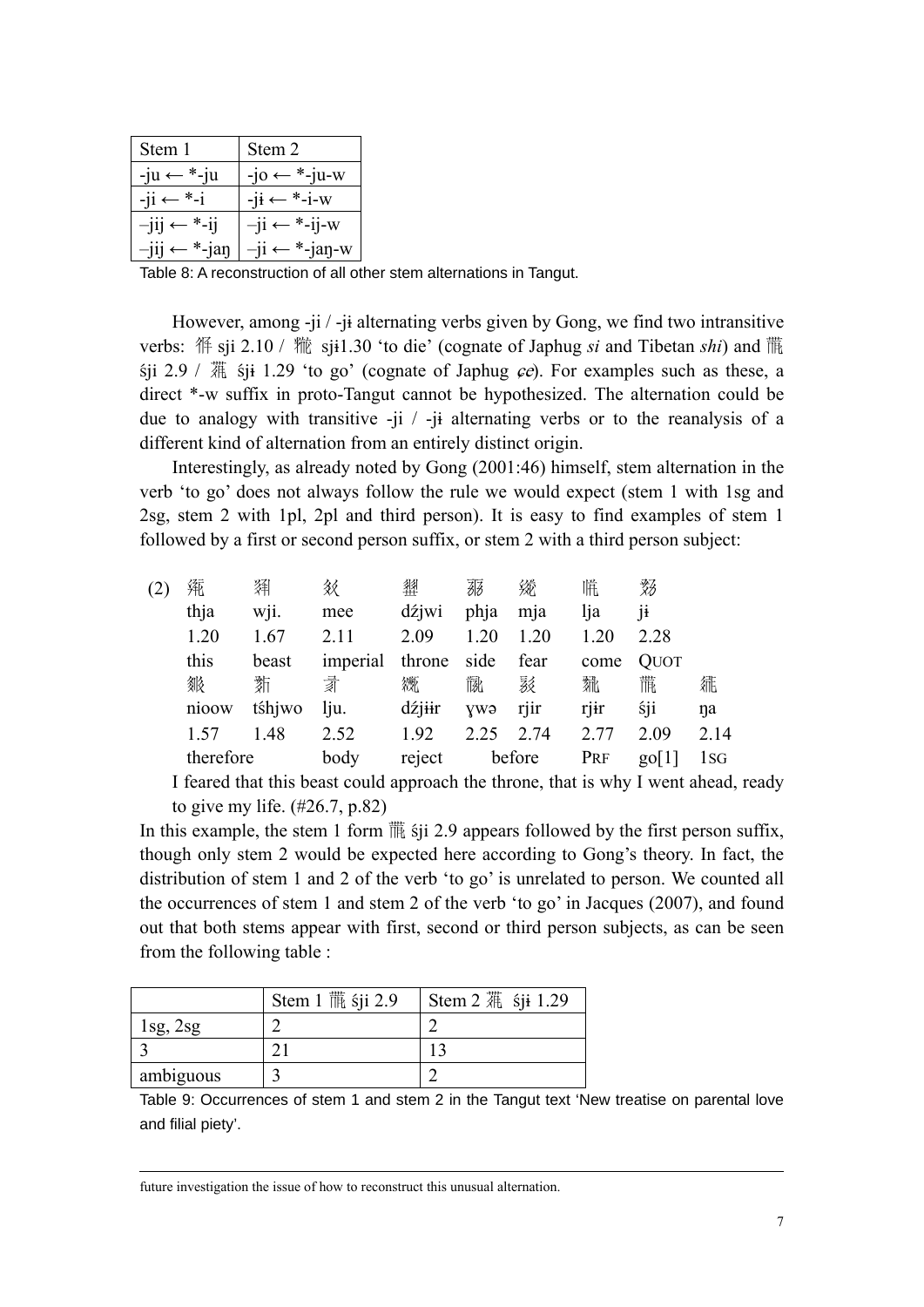| Stem 1 | Stem 2 |
|---|---|
| -ju ← *-ju | -jo ← *-ju-w |
| -ji ← *-i | -jɨ ← *-i-w |
| –jij ← *-ij | –ji ← *-ij-w |
| –jij ← *-jaŋ | –ji ← *-jaŋ-w |

Table 8: A reconstruction of all other stem alternations in Tangut.

However, among -ji / -jɨ alternating verbs given by Gong, we find two intransitive verbs: 𗒘 sji 2.10 / 𗒨 sjɨ1.30 'to die' (cognate of Japhug *si* and Tibetan *shi*) and 𗈪 śji 2.9 / 𗈫 śjɨ 1.29 'to go' (cognate of Japhug *ɕe*). For examples such as these, a direct *-w suffix in proto-Tangut cannot be hypothesized. The alternation could be due to analogy with transitive -ji / -jɨ alternating verbs or to the reanalysis of a different kind of alternation from an entirely distinct origin.

Interestingly, as already noted by Gong (2001:46) himself, stem alternation in the verb 'to go' does not always follow the rule we would expect (stem 1 with 1sg and 2sg, stem 2 with 1pl, 2pl and third person). It is easy to find examples of stem 1 followed by a first or second person suffix, or stem 2 with a third person subject:

(2)

| 𗖵 | 𗄊 | 𗐯 | 𗂧 | 𗙏 | 𗧯 | 𗌽 | 𗒐 | |
|---|---|---|---|---|---|---|---|---|
| thja | wji. | mee | dźjwi | phja | mja | lja | jɨ | |
| 1.20 | 1.67 | 2.11 | 2.09 | 1.20 | 1.20 | 1.20 | 2.28 | |
| this | beast | imperial | throne | side | fear | come | QUOT | |
| 𗑗 | 𗍳 | 𗗙 | 𗔫 | 𗛽 | 𗐱 | 𗆄 | 𗈪 | 𗧓 |
| nioow | tśhjwo | lju. | dźjiir | ɣwə | rjir | rjɨr | śji | ŋa |
| 1.57 | 1.48 | 2.52 | 1.92 | 2.25 | 2.74 | 2.77 | 2.09 | 2.14 |
| therefore | | body | reject | before | | PRF | go[1] | 1SG |

I feared that this beast could approach the throne, that is why I went ahead, ready to give my life. (#26.7, p.82)

In this example, the stem 1 form 𗈪 śji 2.9 appears followed by the first person suffix, though only stem 2 would be expected here according to Gong's theory. In fact, the distribution of stem 1 and 2 of the verb 'to go' is unrelated to person. We counted all the occurrences of stem 1 and stem 2 of the verb 'to go' in Jacques (2007), and found out that both stems appear with first, second or third person subjects, as can be seen from the following table :

| | Stem 1 𗈪 śji 2.9 | Stem 2 𗈫 śjɨ 1.29 |
|---|---|---|
| 1sg, 2sg | 2 | 2 |
| 3 | 21 | 13 |
| ambiguous | 3 | 2 |

Table 9: Occurrences of stem 1 and stem 2 in the Tangut text 'New treatise on parental love and filial piety'.

future investigation the issue of how to reconstruct this unusual alternation.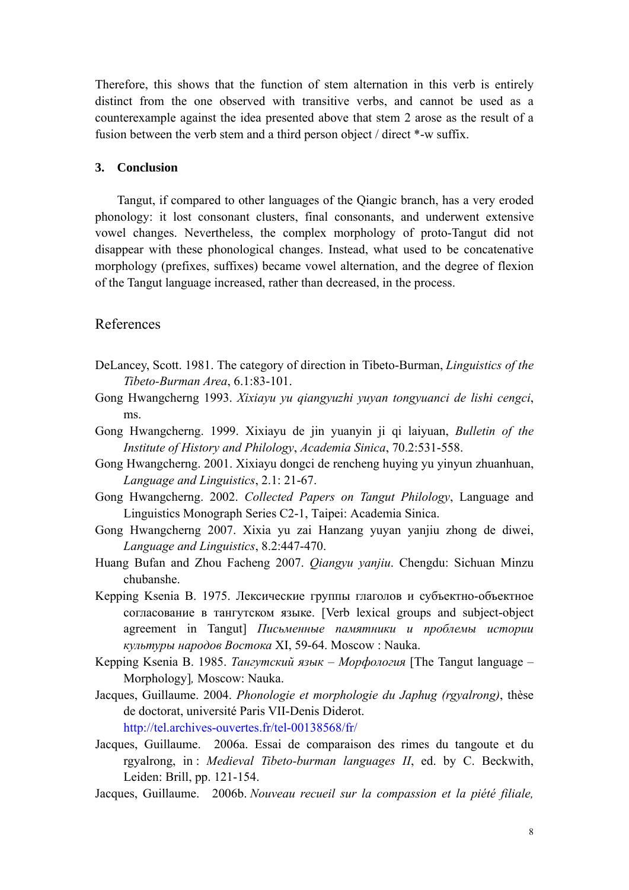Therefore, this shows that the function of stem alternation in this verb is entirely distinct from the one observed with transitive verbs, and cannot be used as a counterexample against the idea presented above that stem 2 arose as the result of a fusion between the verb stem and a third person object / direct *-w suffix.

### 3. Conclusion

Tangut, if compared to other languages of the Qiangic branch, has a very eroded phonology: it lost consonant clusters, final consonants, and underwent extensive vowel changes. Nevertheless, the complex morphology of proto-Tangut did not disappear with these phonological changes. Instead, what used to be concatenative morphology (prefixes, suffixes) became vowel alternation, and the degree of flexion of the Tangut language increased, rather than decreased, in the process.

## References

DeLancey, Scott. 1981. The category of direction in Tibeto-Burman, *Linguistics of the Tibeto-Burman Area*, 6.1:83-101.

Gong Hwangcherng 1993. *Xixiayu yu qiangyuzhi yuyan tongyuanci de lishi cengci*, ms.

Gong Hwangcherng. 1999. Xixiayu de jin yuanyin ji qi laiyuan, *Bulletin of the Institute of History and Philology*, *Academia Sinica*, 70.2:531-558.

Gong Hwangcherng. 2001. Xixiayu dongci de rencheng huying yu yinyun zhuanhuan, *Language and Linguistics*, 2.1: 21-67.

Gong Hwangcherng. 2002. *Collected Papers on Tangut Philology*, Language and Linguistics Monograph Series C2-1, Taipei: Academia Sinica.

Gong Hwangcherng 2007. Xixia yu zai Hanzang yuyan yanjiu zhong de diwei, *Language and Linguistics*, 8.2:447-470.

Huang Bufan and Zhou Facheng 2007. *Qiangyu yanjiu*. Chengdu: Sichuan Minzu chubanshe.

Kepping Ksenia B. 1975. Лексические группы глаголов и субъектно-объектное согласование в тангутском языке. [Verb lexical groups and subject-object agreement in Tangut] *Письменные памятники и проблемы истории культуры народов Востока* XI, 59-64. Moscow : Nauka.

Kepping Ksenia B. 1985. *Тангутский язык – Морфология* [The Tangut language – Morphology], Moscow: Nauka.

Jacques, Guillaume. 2004. *Phonologie et morphologie du Japhug (rgyalrong)*, thèse de doctorat, université Paris VII-Denis Diderot. http://tel.archives-ouvertes.fr/tel-00138568/fr/

Jacques, Guillaume. 2006a. Essai de comparaison des rimes du tangoute et du rgyalrong, in : *Medieval Tibeto-burman languages II*, ed. by C. Beckwith, Leiden: Brill, pp. 121-154.

Jacques, Guillaume. 2006b. *Nouveau recueil sur la compassion et la piété filiale,*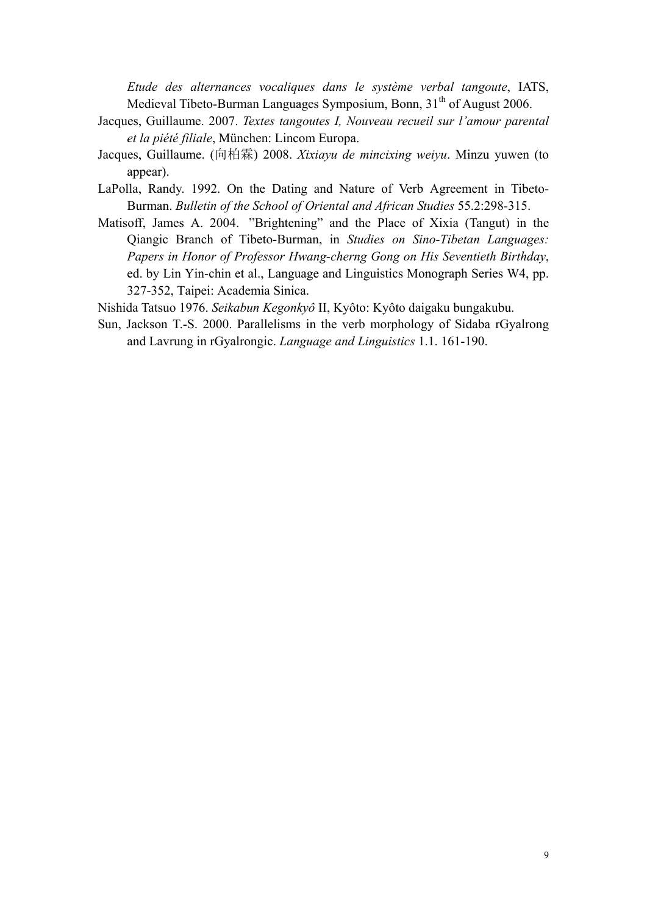*Etude des alternances vocaliques dans le système verbal tangoute*, IATS, Medieval Tibeto-Burman Languages Symposium, Bonn, 31th of August 2006.

Jacques, Guillaume. 2007. *Textes tangoutes I, Nouveau recueil sur l'amour parental et la piété filiale*, München: Lincom Europa.

Jacques, Guillaume. (向柏霖) 2008. *Xixiayu de mincixing weiyu*. Minzu yuwen (to appear).

LaPolla, Randy. 1992. On the Dating and Nature of Verb Agreement in Tibeto-Burman. *Bulletin of the School of Oriental and African Studies* 55.2:298-315.

Matisoff, James A. 2004. "Brightening" and the Place of Xixia (Tangut) in the Qiangic Branch of Tibeto-Burman, in *Studies on Sino-Tibetan Languages: Papers in Honor of Professor Hwang-cherng Gong on His Seventieth Birthday*, ed. by Lin Yin-chin et al., Language and Linguistics Monograph Series W4, pp. 327-352, Taipei: Academia Sinica.

Nishida Tatsuo 1976. *Seikabun Kegonkyô* II, Kyôto: Kyôto daigaku bungakubu.

Sun, Jackson T.-S. 2000. Parallelisms in the verb morphology of Sidaba rGyalrong and Lavrung in rGyalrongic. *Language and Linguistics* 1.1. 161-190.